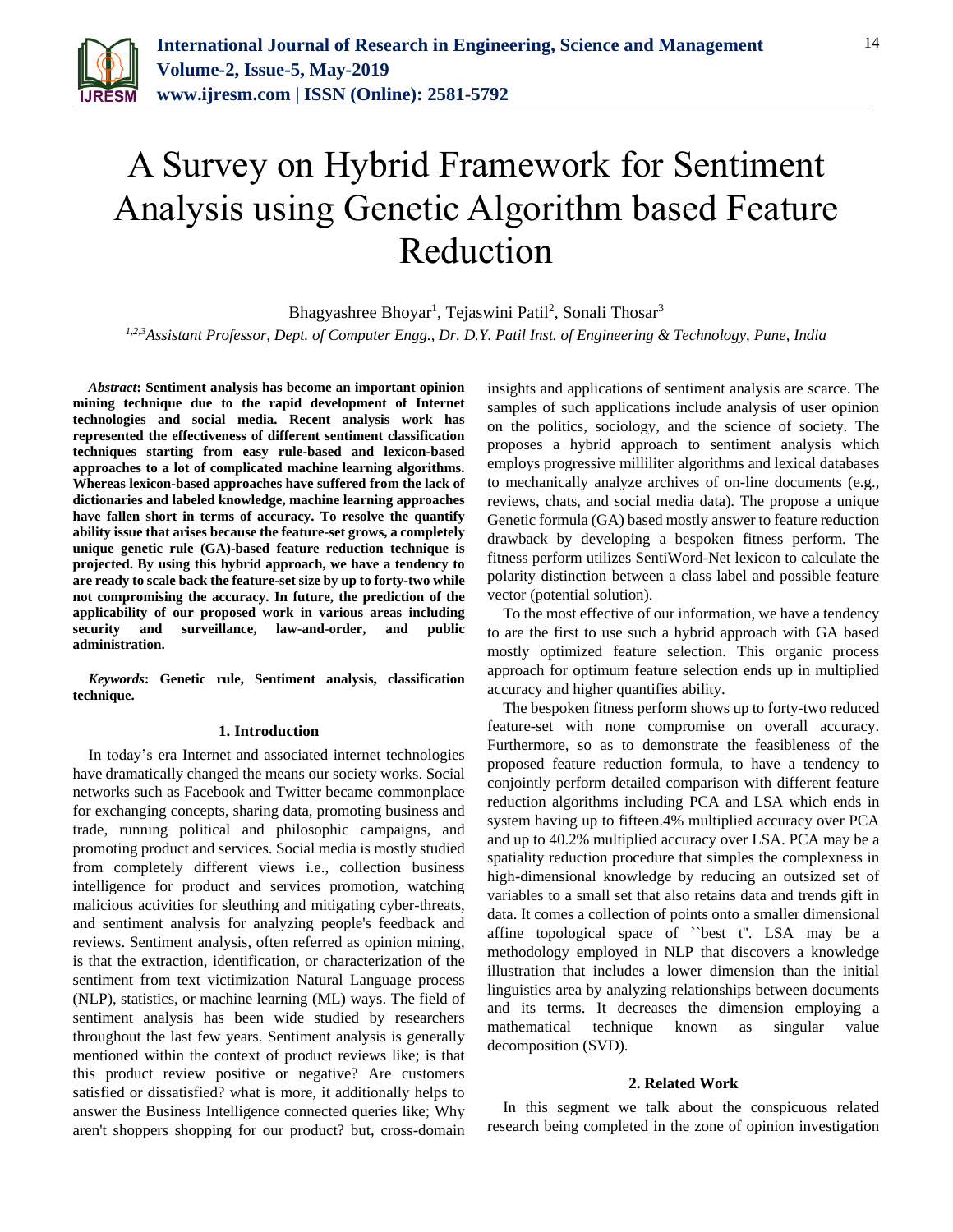# A Survey on Hybrid Framework for Sentiment Analysis using Genetic Algorithm based Feature Reduction

Bhagyashree Bhoyar[1], Tejaswini Patil[2], Sonali Thosar[3]

[1,2,3]*Assistant Professor, Dept. of Computer Engg., Dr. D.Y. Patil Inst. of Engineering & Technology, Pune, India*

***Abstract*: Sentiment analysis has become an important opinion mining technique due to the rapid development of Internet technologies and social media. Recent analysis work has represented the effectiveness of different sentiment classification techniques starting from easy rule-based and lexicon-based approaches to a lot of complicated machine learning algorithms. Whereas lexicon-based approaches have suffered from the lack of dictionaries and labeled knowledge, machine learning approaches have fallen short in terms of accuracy. To resolve the quantify ability issue that arises because the feature-set grows, a completely unique genetic rule (GA)-based feature reduction technique is projected. By using this hybrid approach, we have a tendency to are ready to scale back the feature-set size by up to forty-two while not compromising the accuracy. In future, the prediction of the applicability of our proposed work in various areas including security and surveillance, law-and-order, and public administration.**

***Keywords*: Genetic rule, Sentiment analysis, classification technique.**

## 1. Introduction

In today's era Internet and associated internet technologies have dramatically changed the means our society works. Social networks such as Facebook and Twitter became commonplace for exchanging concepts, sharing data, promoting business and trade, running political and philosophic campaigns, and promoting product and services. Social media is mostly studied from completely different views i.e., collection business intelligence for product and services promotion, watching malicious activities for sleuthing and mitigating cyber-threats, and sentiment analysis for analyzing people's feedback and reviews. Sentiment analysis, often referred as opinion mining, is that the extraction, identification, or characterization of the sentiment from text victimization Natural Language process (NLP), statistics, or machine learning (ML) ways. The field of sentiment analysis has been wide studied by researchers throughout the last few years. Sentiment analysis is generally mentioned within the context of product reviews like; is that this product review positive or negative? Are customers satisfied or dissatisfied? what is more, it additionally helps to answer the Business Intelligence connected queries like; Why aren't shoppers shopping for our product? but, cross-domain insights and applications of sentiment analysis are scarce. The samples of such applications include analysis of user opinion on the politics, sociology, and the science of society. The proposes a hybrid approach to sentiment analysis which employs progressive milliliter algorithms and lexical databases to mechanically analyze archives of on-line documents (e.g., reviews, chats, and social media data). The propose a unique Genetic formula (GA) based mostly answer to feature reduction drawback by developing a bespoken fitness perform. The fitness perform utilizes SentiWord-Net lexicon to calculate the polarity distinction between a class label and possible feature vector (potential solution).

To the most effective of our information, we have a tendency to are the first to use such a hybrid approach with GA based mostly optimized feature selection. This organic process approach for optimum feature selection ends up in multiplied accuracy and higher quantifies ability.

The bespoken fitness perform shows up to forty-two reduced feature-set with none compromise on overall accuracy. Furthermore, so as to demonstrate the feasibleness of the proposed feature reduction formula, to have a tendency to conjointly perform detailed comparison with different feature reduction algorithms including PCA and LSA which ends in system having up to fifteen.4% multiplied accuracy over PCA and up to 40.2% multiplied accuracy over LSA. PCA may be a spatiality reduction procedure that simples the complexness in high-dimensional knowledge by reducing an outsized set of variables to a small set that also retains data and trends gift in data. It comes a collection of points onto a smaller dimensional affine topological space of ``best t''. LSA may be a methodology employed in NLP that discovers a knowledge illustration that includes a lower dimension than the initial linguistics area by analyzing relationships between documents and its terms. It decreases the dimension employing a mathematical technique known as singular value decomposition (SVD).

## 2. Related Work

In this segment we talk about the conspicuous related research being completed in the zone of opinion investigation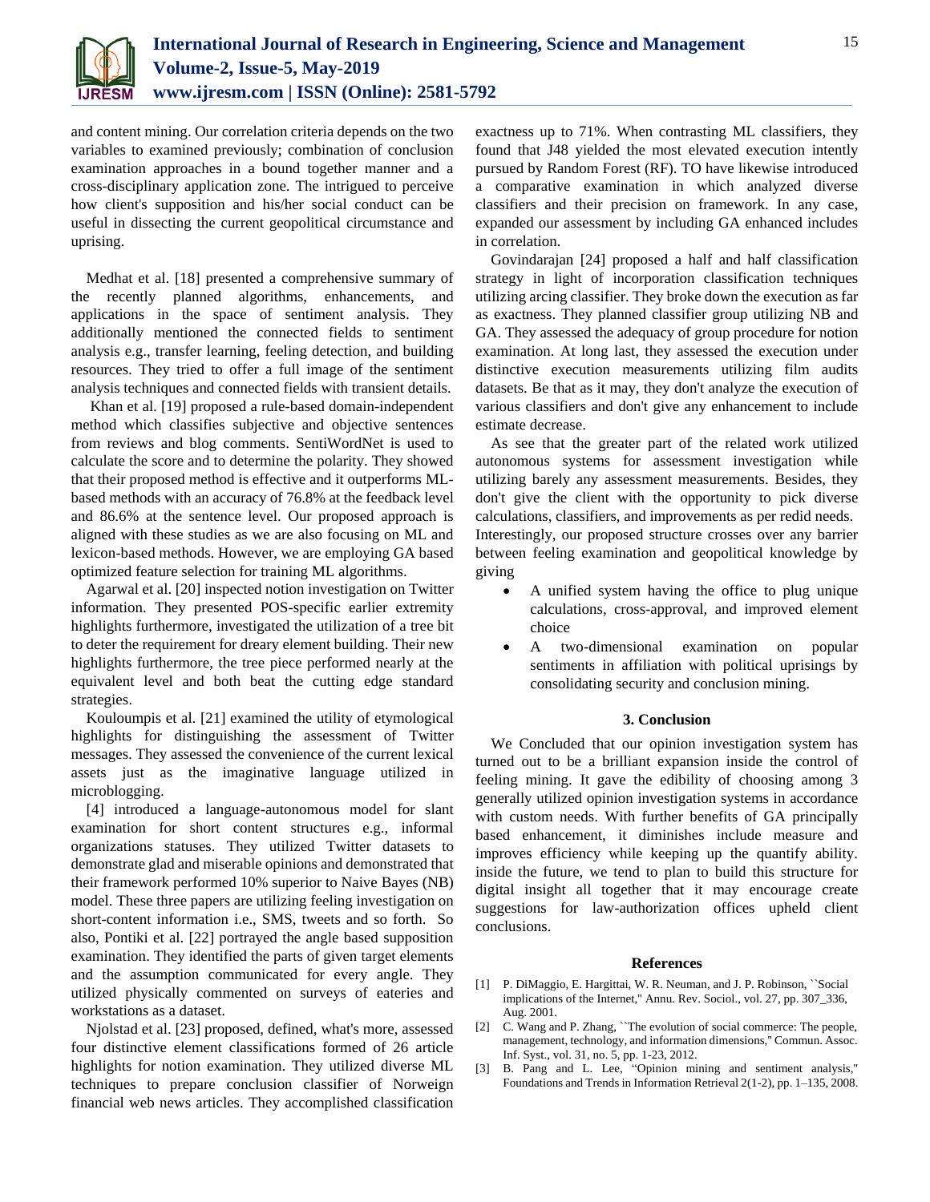and content mining. Our correlation criteria depends on the two variables to examined previously; combination of conclusion examination approaches in a bound together manner and a cross-disciplinary application zone. The intrigued to perceive how client's supposition and his/her social conduct can be useful in dissecting the current geopolitical circumstance and uprising.

Medhat et al. [18] presented a comprehensive summary of the recently planned algorithms, enhancements, and applications in the space of sentiment analysis. They additionally mentioned the connected fields to sentiment analysis e.g., transfer learning, feeling detection, and building resources. They tried to offer a full image of the sentiment analysis techniques and connected fields with transient details.

Khan et al. [19] proposed a rule-based domain-independent method which classifies subjective and objective sentences from reviews and blog comments. SentiWordNet is used to calculate the score and to determine the polarity. They showed that their proposed method is effective and it outperforms ML-based methods with an accuracy of 76.8% at the feedback level and 86.6% at the sentence level. Our proposed approach is aligned with these studies as we are also focusing on ML and lexicon-based methods. However, we are employing GA based optimized feature selection for training ML algorithms.

Agarwal et al. [20] inspected notion investigation on Twitter information. They presented POS-specific earlier extremity highlights furthermore, investigated the utilization of a tree bit to deter the requirement for dreary element building. Their new highlights furthermore, the tree piece performed nearly at the equivalent level and both beat the cutting edge standard strategies.

Kouloumpis et al. [21] examined the utility of etymological highlights for distinguishing the assessment of Twitter messages. They assessed the convenience of the current lexical assets just as the imaginative language utilized in microblogging.

[4] introduced a language-autonomous model for slant examination for short content structures e.g., informal organizations statuses. They utilized Twitter datasets to demonstrate glad and miserable opinions and demonstrated that their framework performed 10% superior to Naive Bayes (NB) model. These three papers are utilizing feeling investigation on short-content information i.e., SMS, tweets and so forth. So also, Pontiki et al. [22] portrayed the angle based supposition examination. They identified the parts of given target elements and the assumption communicated for every angle. They utilized physically commented on surveys of eateries and workstations as a dataset.

Njolstad et al. [23] proposed, defined, what's more, assessed four distinctive element classifications formed of 26 article highlights for notion examination. They utilized diverse ML techniques to prepare conclusion classifier of Norweign financial web news articles. They accomplished classification exactness up to 71%. When contrasting ML classifiers, they found that J48 yielded the most elevated execution intently pursued by Random Forest (RF). TO have likewise introduced a comparative examination in which analyzed diverse classifiers and their precision on framework. In any case, expanded our assessment by including GA enhanced includes in correlation.

Govindarajan [24] proposed a half and half classification strategy in light of incorporation classification techniques utilizing arcing classifier. They broke down the execution as far as exactness. They planned classifier group utilizing NB and GA. They assessed the adequacy of group procedure for notion examination. At long last, they assessed the execution under distinctive execution measurements utilizing film audits datasets. Be that as it may, they don't analyze the execution of various classifiers and don't give any enhancement to include estimate decrease.

As see that the greater part of the related work utilized autonomous systems for assessment investigation while utilizing barely any assessment measurements. Besides, they don't give the client with the opportunity to pick diverse calculations, classifiers, and improvements as per redid needs. Interestingly, our proposed structure crosses over any barrier between feeling examination and geopolitical knowledge by giving

- A unified system having the office to plug unique calculations, cross-approval, and improved element choice
- A two-dimensional examination on popular sentiments in affiliation with political uprisings by consolidating security and conclusion mining.

## 3. Conclusion

We Concluded that our opinion investigation system has turned out to be a brilliant expansion inside the control of feeling mining. It gave the edibility of choosing among 3 generally utilized opinion investigation systems in accordance with custom needs. With further benefits of GA principally based enhancement, it diminishes include measure and improves efficiency while keeping up the quantify ability. inside the future, we tend to plan to build this structure for digital insight all together that it may encourage create suggestions for law-authorization offices upheld client conclusions.

## References

[1] P. DiMaggio, E. Hargittai, W. R. Neuman, and J. P. Robinson, ``Social implications of the Internet,'' Annu. Rev. Sociol., vol. 27, pp. 307_336, Aug. 2001.

[2] C. Wang and P. Zhang, ``The evolution of social commerce: The people, management, technology, and information dimensions,'' Commun. Assoc. Inf. Syst., vol. 31, no. 5, pp. 1-23, 2012.

[3] B. Pang and L. Lee, "Opinion mining and sentiment analysis," Foundations and Trends in Information Retrieval 2(1-2), pp. 1–135, 2008.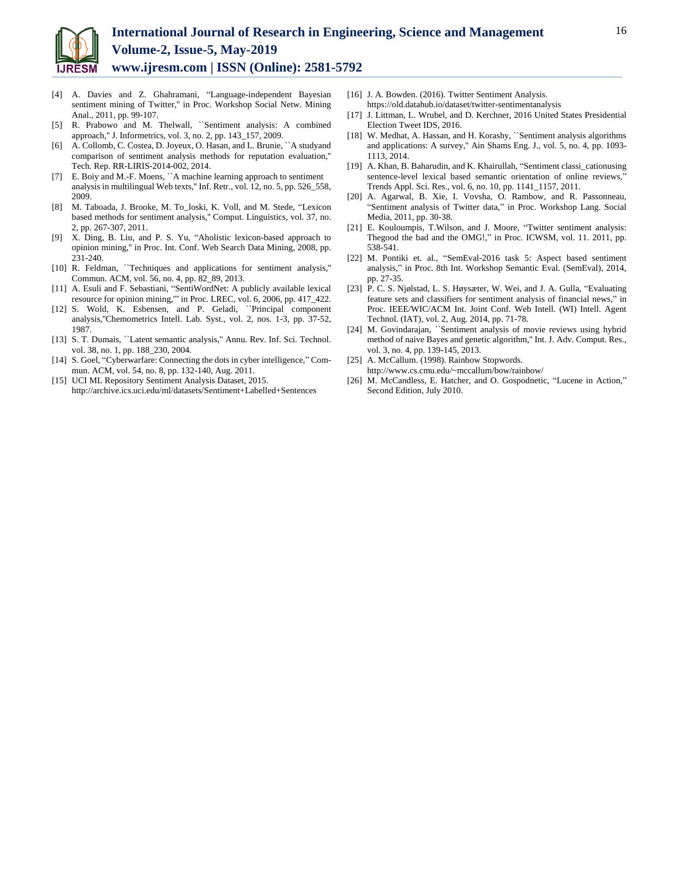[4] A. Davies and Z. Ghahramani, "Language-independent Bayesian sentiment mining of Twitter," in Proc. Workshop Social Netw. Mining Anal., 2011, pp. 99-107.

[5] R. Prabowo and M. Thelwall, ``Sentiment analysis: A combined approach," J. Informetrics, vol. 3, no. 2, pp. 143_157, 2009.

[6] A. Collomb, C. Costea, D. Joyeux, O. Hasan, and L. Brunie, ``A studyand comparison of sentiment analysis methods for reputation evaluation," Tech. Rep. RR-LIRIS-2014-002, 2014.

[7] E. Boiy and M.-F. Moens, ``A machine learning approach to sentiment analysis in multilingual Web texts," Inf. Retr., vol. 12, no. 5, pp. 526_558, 2009.

[8] M. Taboada, J. Brooke, M. To_loski, K. Voll, and M. Stede, "Lexicon based methods for sentiment analysis," Comput. Linguistics, vol. 37, no. 2, pp. 267-307, 2011.

[9] X. Ding, B. Liu, and P. S. Yu, "Aholistic lexicon-based approach to opinion mining," in Proc. Int. Conf. Web Search Data Mining, 2008, pp. 231-240.

[10] R. Feldman, ``Techniques and applications for sentiment analysis," Commun. ACM, vol. 56, no. 4, pp. 82_89, 2013.

[11] A. Esuli and F. Sebastiani, "SentiWordNet: A publicly available lexical resource for opinion mining,"' in Proc. LREC, vol. 6, 2006, pp. 417_422.

[12] S. Wold, K. Esbensen, and P. Geladi, ``Principal component analysis,"Chemometrics Intell. Lab. Syst., vol. 2, nos. 1-3, pp. 37-52, 1987.

[13] S. T. Dumais, ``Latent semantic analysis," Annu. Rev. Inf. Sci. Technol. vol. 38, no. 1, pp. 188_230, 2004.

[14] S. Goel, "Cyberwarfare: Connecting the dots in cyber intelligence," Commun. ACM, vol. 54, no. 8, pp. 132-140, Aug. 2011.

[15] UCI ML Repository Sentiment Analysis Dataset, 2015. http://archive.ics.uci.edu/ml/datasets/Sentiment+Labelled+Sentences

[16] J. A. Bowden. (2016). Twitter Sentiment Analysis. https://old.datahub.io/dataset/twitter-sentimentanalysis

[17] J. Littman, L. Wrubel, and D. Kerchner, 2016 United States Presidential Election Tweet IDS, 2016.

[18] W. Medhat, A. Hassan, and H. Korashy, ``Sentiment analysis algorithms and applications: A survey," Ain Shams Eng. J., vol. 5, no. 4, pp. 1093-1113, 2014.

[19] A. Khan, B. Baharudin, and K. Khairullah, "Sentiment classi_cationusing sentence-level lexical based semantic orientation of online reviews," Trends Appl. Sci. Res., vol. 6, no. 10, pp. 1141_1157, 2011.

[20] A. Agarwal, B. Xie, I. Vovsha, O. Rambow, and R. Passonneau, "Sentiment analysis of Twitter data," in Proc. Workshop Lang. Social Media, 2011, pp. 30-38.

[21] E. Kouloumpis, T.Wilson, and J. Moore, "Twitter sentiment analysis: Thegood the bad and the OMG!," in Proc. ICWSM, vol. 11. 2011, pp. 538-541.

[22] M. Pontiki et. al., "SemEval-2016 task 5: Aspect based sentiment analysis," in Proc. 8th Int. Workshop Semantic Eval. (SemEval), 2014, pp. 27-35.

[23] P. C. S. Njølstad, L. S. Høysæter, W. Wei, and J. A. Gulla, "Evaluating feature sets and classifiers for sentiment analysis of financial news," in Proc. IEEE/WIC/ACM Int. Joint Conf. Web Intell. (WI) Intell. Agent Technol. (IAT), vol. 2, Aug. 2014, pp. 71-78.

[24] M. Govindarajan, ``Sentiment analysis of movie reviews using hybrid method of naive Bayes and genetic algorithm," Int. J. Adv. Comput. Res., vol. 3, no. 4, pp. 139-145, 2013.

[25] A. McCallum. (1998). Rainbow Stopwords. http://www.cs.cmu.edu/~mccallum/bow/rainbow/

[26] M. McCandless, E. Hatcher, and O. Gospodnetic, "Lucene in Action," Second Edition, July 2010.